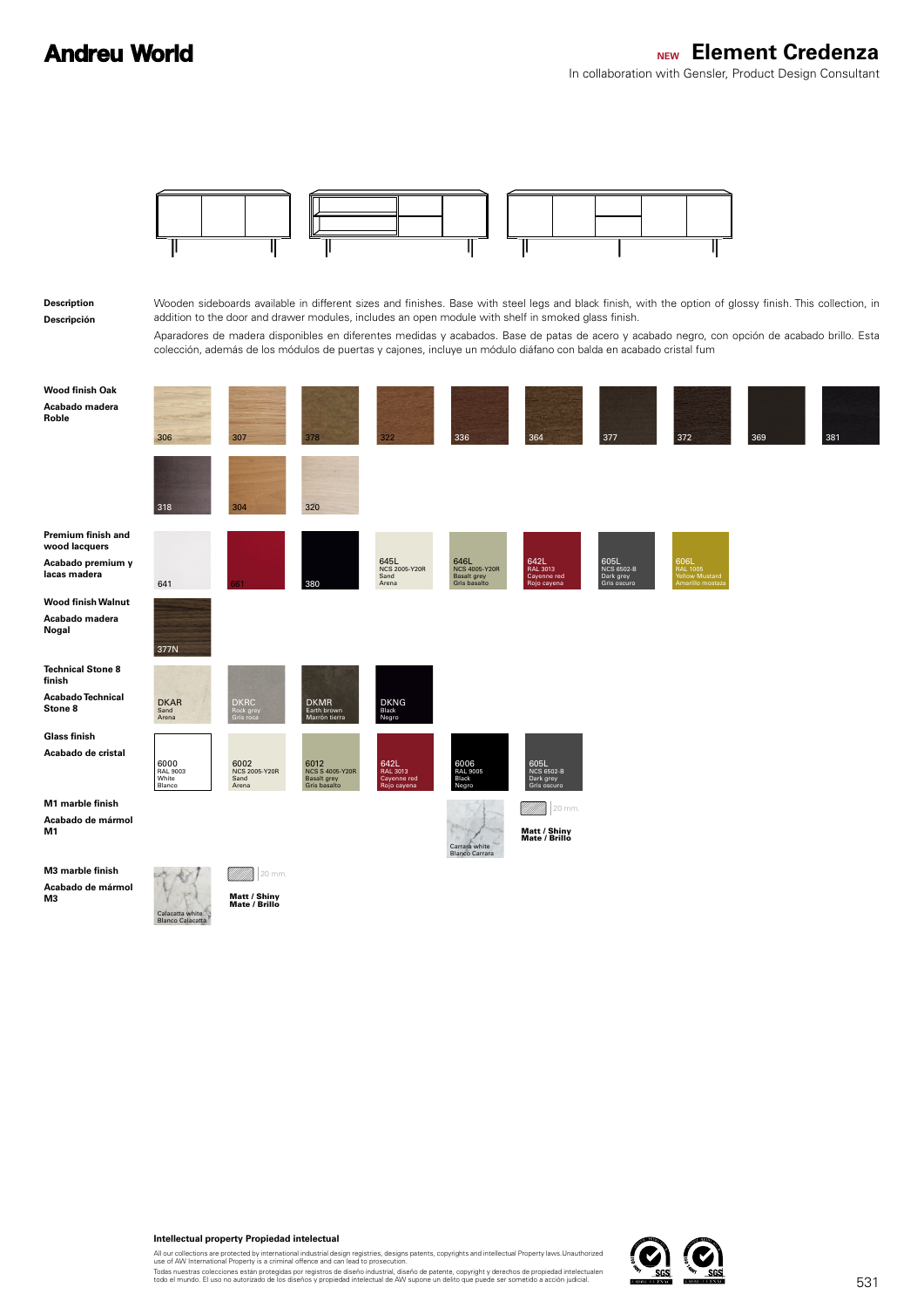**Andreu World**

NEW **Element Credenza**

In collaboration with Gensler, Product Design Consultant

**Description**

**Descripción**

Wooden sideboards available in different sizes and finishes. Base with steel legs and black finish, with the option of glossy finish. This collection, in addition to the door and drawer modules, includes an open module with shelf in smoked glass finish.

Aparadores de madera disponibles en diferentes medidas y acabados. Base de patas de acero y acabado negro, con opción de acabado brillo. Esta colección, además de los módulos de puertas y cajones, incluye un módulo diáfano con balda en acabado cristal fum

**Wood finish Oak**

**Acabado madera Roble**

306, 307, 378, 322, 336, 364, 377, 372, 369, 381, 318, 304, 320

**Premium finish and wood lacquers**

**Acabado premium y lacas madera**

641, 661, 380, 645L NCS 2005-Y20R Sand Arena, 646L NCS 4005-Y20R Basalt grey Gris basalto, 642L RAL 3013 Cayenne red Rojo cayena, 605L NCS 6502-B Dark grey Gris oscuro, 606L RAL 1005 Yellow Mustard Amarillo mostaza

**Wood finish Walnut**

**Acabado madera Nogal**

377N

**Technical Stone 8 finish**

**Acabado Technical Stone 8**

DKAR Sand Arena, DKRC Rock grey Gris roca, DKMR Earth brown Marrón tierra, DKNG Black Negro

**Glass finish**

**Acabado de cristal**

6000 RAL 9003 White Blanco, 6002 NCS 2005-Y20R Sand Arena, 6012 NCS S 4005-Y20R Basalt grey Gris basalto, 642L RAL 3013 Cayenne red Rojo cayena, 6006 RAL 9005 Black Negro, 605L NCS 6502-B Dark grey Gris oscuro

**M1 marble finish**

**Acabado de mármol M1**

Carrara white Blanco Carrara

20 mm.

**Matt / Shiny**
**Mate / Brillo**

**M3 marble finish**

**Acabado de mármol M3**

Calacatta white Blanco Calacatta

20 mm.

**Matt / Shiny**
**Mate / Brillo**

**Intellectual property Propiedad intelectual**

All our collections are protected by international industrial design registries, designs patents, copyrights and intellectual Property laws.Unauthorized use of AW International Property is a criminal offence and can lead to prosecution.

Todas nuestras colecciones están protegidas por registros de diseño industrial, diseño de patente, copyright y derechos de propiedad intelectualen todo el mundo. El uso no autorizado de los diseños y propiedad intelectual de AW supone un delito que puede ser sometido a acción judicial.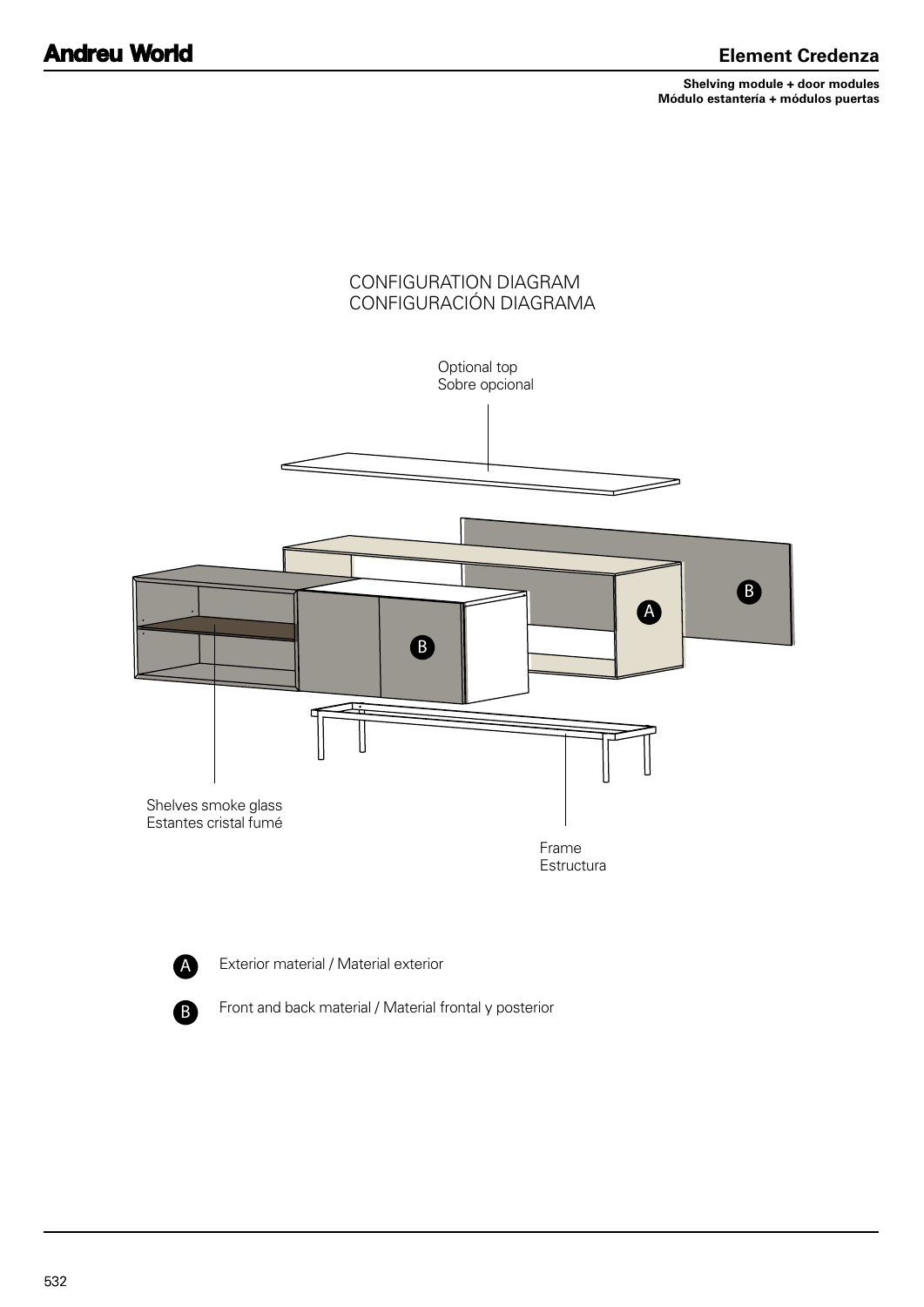## Element Credenza

**Shelving module + door modules**
**Módulo estantería + módulos puertas**

CONFIGURATION DIAGRAM
CONFIGURACIÓN DIAGRAMA

Optional top
Sobre opcional

Shelves smoke glass
Estantes cristal fumé

Frame
Estructura

A — Exterior material / Material exterior

B — Front and back material / Material frontal y posterior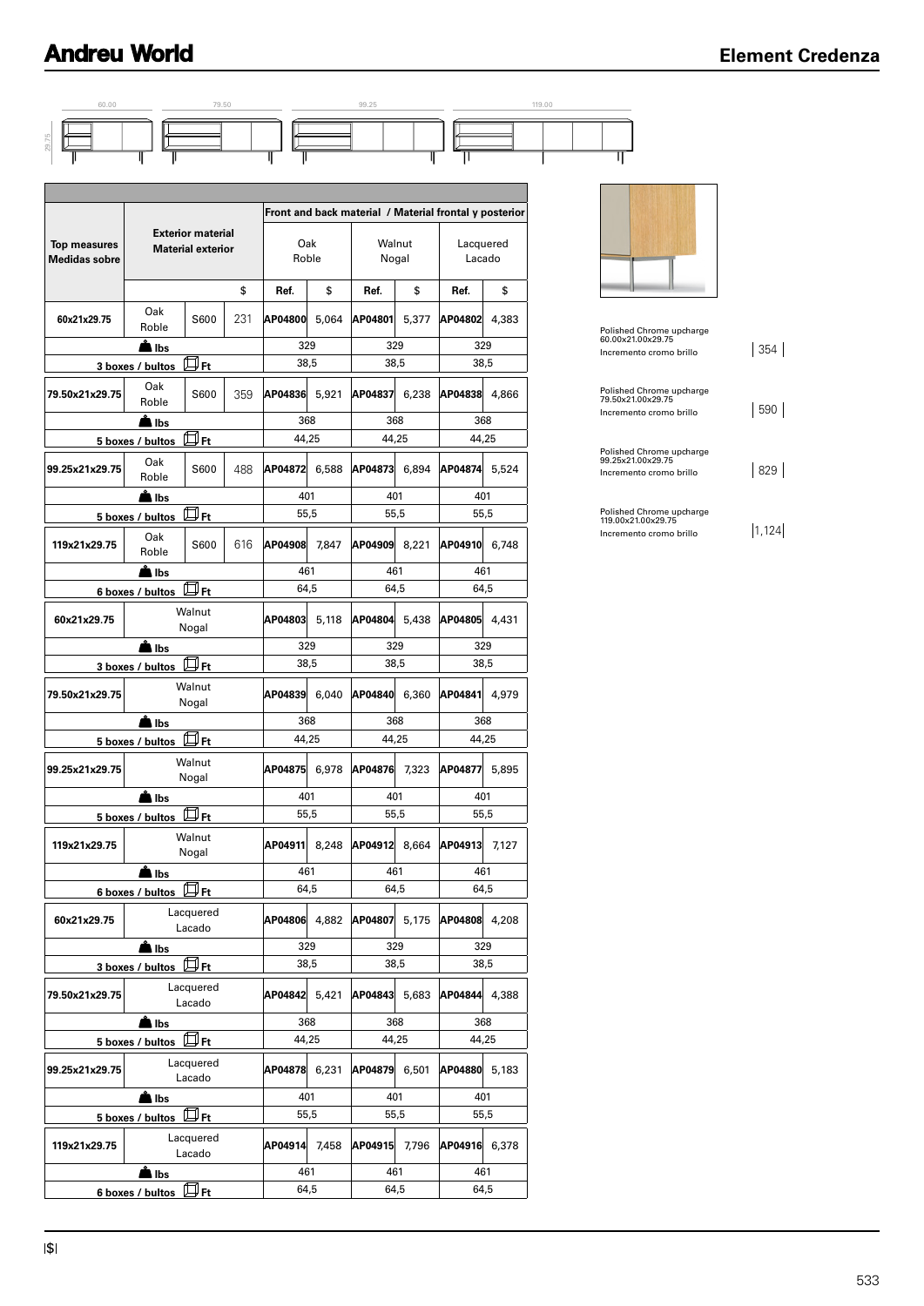# Element Credenza

60.00 | 79.50 | 99.25 | 119.00

29.75

| Top measures Medidas sobre | Exterior material Material exterior | | | Front and back material / Material frontal y posterior | | | | | |
|---|---|---|---|---|---|---|---|---|---|
| | | | | Oak Roble | | Walnut Nogal | | Lacquered Lacado | |
| | | | $ | Ref. | $ | Ref. | $ | Ref. | $ |
| 60x21x29.75 | Oak Roble | S600 | 231 | AP04800 | 5,064 | AP04801 | 5,377 | AP04802 | 4,383 |
| | lbs | | | 329 | | 329 | | 329 | |
| | 3 boxes / bultos Ft | | | 38,5 | | 38,5 | | 38,5 | |
| 79.50x21x29.75 | Oak Roble | S600 | 359 | AP04836 | 5,921 | AP04837 | 6,238 | AP04838 | 4,866 |
| | lbs | | | 368 | | 368 | | 368 | |
| | 5 boxes / bultos Ft | | | 44,25 | | 44,25 | | 44,25 | |
| 99.25x21x29.75 | Oak Roble | S600 | 488 | AP04872 | 6,588 | AP04873 | 6,894 | AP04874 | 5,524 |
| | lbs | | | 401 | | 401 | | 401 | |
| | 5 boxes / bultos Ft | | | 55,5 | | 55,5 | | 55,5 | |
| 119x21x29.75 | Oak Roble | S600 | 616 | AP04908 | 7,847 | AP04909 | 8,221 | AP04910 | 6,748 |
| | lbs | | | 461 | | 461 | | 461 | |
| | 6 boxes / bultos Ft | | | 64,5 | | 64,5 | | 64,5 | |
| 60x21x29.75 | Walnut Nogal | | | AP04803 | 5,118 | AP04804 | 5,438 | AP04805 | 4,431 |
| | lbs | | | 329 | | 329 | | 329 | |
| | 3 boxes / bultos Ft | | | 38,5 | | 38,5 | | 38,5 | |
| 79.50x21x29.75 | Walnut Nogal | | | AP04839 | 6,040 | AP04840 | 6,360 | AP04841 | 4,979 |
| | lbs | | | 368 | | 368 | | 368 | |
| | 5 boxes / bultos Ft | | | 44,25 | | 44,25 | | 44,25 | |
| 99.25x21x29.75 | Walnut Nogal | | | AP04875 | 6,978 | AP04876 | 7,323 | AP04877 | 5,895 |
| | lbs | | | 401 | | 401 | | 401 | |
| | 5 boxes / bultos Ft | | | 55,5 | | 55,5 | | 55,5 | |
| 119x21x29.75 | Walnut Nogal | | | AP04911 | 8,248 | AP04912 | 8,664 | AP04913 | 7,127 |
| | lbs | | | 461 | | 461 | | 461 | |
| | 6 boxes / bultos Ft | | | 64,5 | | 64,5 | | 64,5 | |
| 60x21x29.75 | Lacquered Lacado | | | AP04806 | 4,882 | AP04807 | 5,175 | AP04808 | 4,208 |
| | lbs | | | 329 | | 329 | | 329 | |
| | 3 boxes / bultos Ft | | | 38,5 | | 38,5 | | 38,5 | |
| 79.50x21x29.75 | Lacquered Lacado | | | AP04842 | 5,421 | AP04843 | 5,683 | AP04844 | 4,388 |
| | lbs | | | 368 | | 368 | | 368 | |
| | 5 boxes / bultos Ft | | | 44,25 | | 44,25 | | 44,25 | |
| 99.25x21x29.75 | Lacquered Lacado | | | AP04878 | 6,231 | AP04879 | 6,501 | AP04880 | 5,183 |
| | lbs | | | 401 | | 401 | | 401 | |
| | 5 boxes / bultos Ft | | | 55,5 | | 55,5 | | 55,5 | |
| 119x21x29.75 | Lacquered Lacado | | | AP04914 | 7,458 | AP04915 | 7,796 | AP04916 | 6,378 |
| | lbs | | | 461 | | 461 | | 461 | |
| | 6 boxes / bultos Ft | | | 64,5 | | 64,5 | | 64,5 | |

| | |
|---|---|
| Polished Chrome upcharge 60.00x21.00x29.75 Incremento cromo brillo | 354 |
| Polished Chrome upcharge 79.50x21.00x29.75 Incremento cromo brillo | 590 |
| Polished Chrome upcharge 99.25x21.00x29.75 Incremento cromo brillo | 829 |
| Polished Chrome upcharge 119.00x21.00x29.75 Incremento cromo brillo | 1,124 |

|$|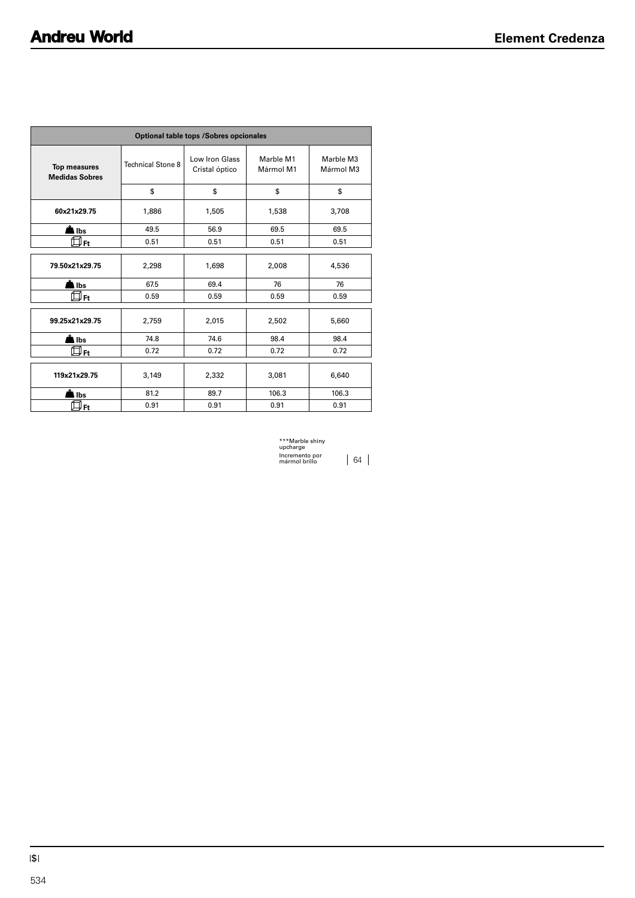## Element Credenza

| Optional table tops /Sobres opcionales | | | | |
|---|---|---|---|---|
| **Top measures Medidas Sobres** | Technical Stone 8 | Low Iron Glass Cristal óptico | Marble M1 Mármol M1 | Marble M3 Mármol M3 |
| | $ | $ | $ | $ |
| **60x21x29.75** | 1,886 | 1,505 | 1,538 | 3,708 |
| **lbs** | 49.5 | 56.9 | 69.5 | 69.5 |
| **Ft** | 0.51 | 0.51 | 0.51 | 0.51 |
| **79.50x21x29.75** | 2,298 | 1,698 | 2,008 | 4,536 |
| **lbs** | 67.5 | 69.4 | 76 | 76 |
| **Ft** | 0.59 | 0.59 | 0.59 | 0.59 |
| **99.25x21x29.75** | 2,759 | 2,015 | 2,502 | 5,660 |
| **lbs** | 74.8 | 74.6 | 98.4 | 98.4 |
| **Ft** | 0.72 | 0.72 | 0.72 | 0.72 |
| **119x21x29.75** | 3,149 | 2,332 | 3,081 | 6,640 |
| **lbs** | 81.2 | 89.7 | 106.3 | 106.3 |
| **Ft** | 0.91 | 0.91 | 0.91 | 0.91 |

| ***Marble shiny upcharge Incremento por mármol brillo | 64 |
|---|---|

|$|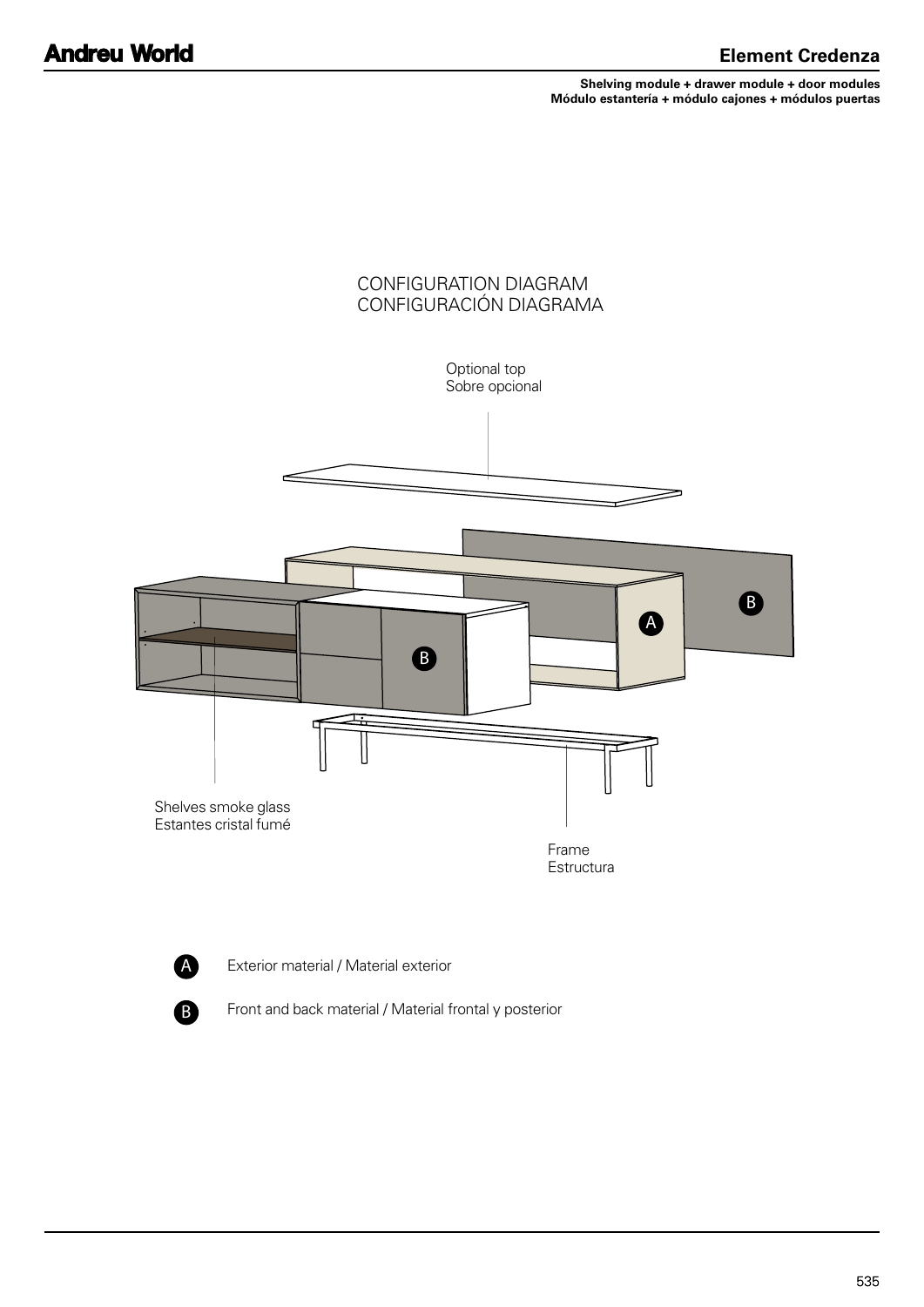# Element Credenza

**Shelving module + drawer module + door modules**
**Módulo estantería + módulo cajones + módulos puertas**

CONFIGURATION DIAGRAM
CONFIGURACIÓN DIAGRAMA

Optional top
Sobre opcional

Shelves smoke glass
Estantes cristal fumé

Frame
Estructura

A — Exterior material / Material exterior

B — Front and back material / Material frontal y posterior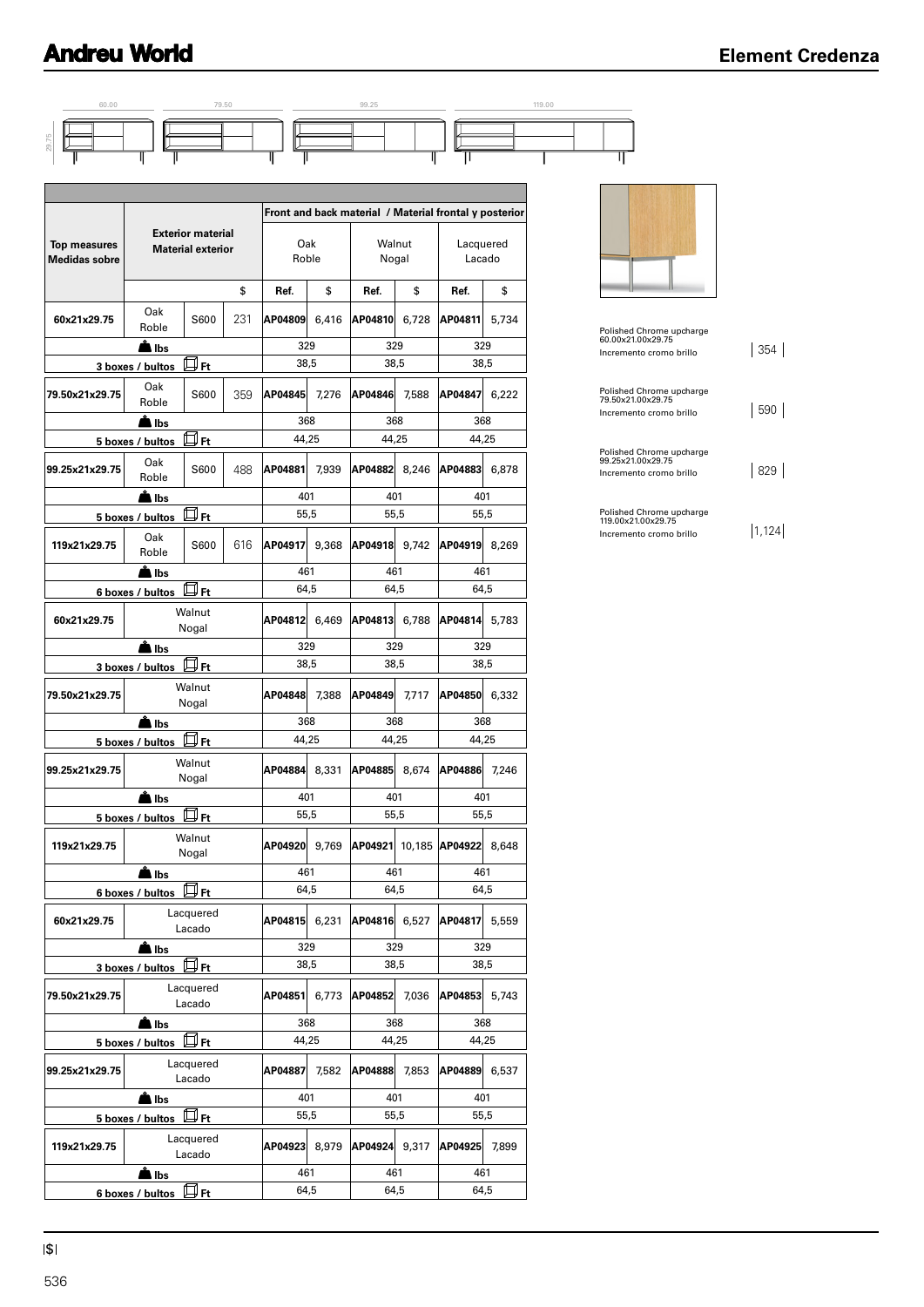# Element Credenza

60.00 · 79.50 · 99.25 · 119.00 · 29.75

| Top measures / Medidas sobre | Exterior material / Material exterior | | | Front and back material / Material frontal y posterior | | | | | |
|---|---|---|---|---|---|---|---|---|---|
| | | | | Oak / Roble | | Walnut / Nogal | | Lacquered / Lacado | |
| | | | $ | Ref. | $ | Ref. | $ | Ref. | $ |
| 60x21x29.75 | Oak / Roble | S600 | 231 | AP04809 | 6,416 | AP04810 | 6,728 | AP04811 | 5,734 |
| lbs | | | | 329 | | 329 | | 329 | |
| 3 boxes / bultos Ft | | | | 38,5 | | 38,5 | | 38,5 | |
| 79.50x21x29.75 | Oak / Roble | S600 | 359 | AP04845 | 7,276 | AP04846 | 7,588 | AP04847 | 6,222 |
| lbs | | | | 368 | | 368 | | 368 | |
| 5 boxes / bultos Ft | | | | 44,25 | | 44,25 | | 44,25 | |
| 99.25x21x29.75 | Oak / Roble | S600 | 488 | AP04881 | 7,939 | AP04882 | 8,246 | AP04883 | 6,878 |
| lbs | | | | 401 | | 401 | | 401 | |
| 5 boxes / bultos Ft | | | | 55,5 | | 55,5 | | 55,5 | |
| 119x21x29.75 | Oak / Roble | S600 | 616 | AP04917 | 9,368 | AP04918 | 9,742 | AP04919 | 8,269 |
| lbs | | | | 461 | | 461 | | 461 | |
| 6 boxes / bultos Ft | | | | 64,5 | | 64,5 | | 64,5 | |
| 60x21x29.75 | Walnut / Nogal | | | AP04812 | 6,469 | AP04813 | 6,788 | AP04814 | 5,783 |
| lbs | | | | 329 | | 329 | | 329 | |
| 3 boxes / bultos Ft | | | | 38,5 | | 38,5 | | 38,5 | |
| 79.50x21x29.75 | Walnut / Nogal | | | AP04848 | 7,388 | AP04849 | 7,717 | AP04850 | 6,332 |
| lbs | | | | 368 | | 368 | | 368 | |
| 5 boxes / bultos Ft | | | | 44,25 | | 44,25 | | 44,25 | |
| 99.25x21x29.75 | Walnut / Nogal | | | AP04884 | 8,331 | AP04885 | 8,674 | AP04886 | 7,246 |
| lbs | | | | 401 | | 401 | | 401 | |
| 5 boxes / bultos Ft | | | | 55,5 | | 55,5 | | 55,5 | |
| 119x21x29.75 | Walnut / Nogal | | | AP04920 | 9,769 | AP04921 | 10,185 | AP04922 | 8,648 |
| lbs | | | | 461 | | 461 | | 461 | |
| 6 boxes / bultos Ft | | | | 64,5 | | 64,5 | | 64,5 | |
| 60x21x29.75 | Lacquered / Lacado | | | AP04815 | 6,231 | AP04816 | 6,527 | AP04817 | 5,559 |
| lbs | | | | 329 | | 329 | | 329 | |
| 3 boxes / bultos Ft | | | | 38,5 | | 38,5 | | 38,5 | |
| 79.50x21x29.75 | Lacquered / Lacado | | | AP04851 | 6,773 | AP04852 | 7,036 | AP04853 | 5,743 |
| lbs | | | | 368 | | 368 | | 368 | |
| 5 boxes / bultos Ft | | | | 44,25 | | 44,25 | | 44,25 | |
| 99.25x21x29.75 | Lacquered / Lacado | | | AP04887 | 7,582 | AP04888 | 7,853 | AP04889 | 6,537 |
| lbs | | | | 401 | | 401 | | 401 | |
| 5 boxes / bultos Ft | | | | 55,5 | | 55,5 | | 55,5 | |
| 119x21x29.75 | Lacquered / Lacado | | | AP04923 | 8,979 | AP04924 | 9,317 | AP04925 | 7,899 |
| lbs | | | | 461 | | 461 | | 461 | |
| 6 boxes / bultos Ft | | | | 64,5 | | 64,5 | | 64,5 | |

| Polished Chrome upcharge | |
|---|---|
| Polished Chrome upcharge 60.00x21.00x29.75 / Incremento cromo brillo | 354 |
| Polished Chrome upcharge 79.50x21.00x29.75 / Incremento cromo brillo | 590 |
| Polished Chrome upcharge 99.25x21.00x29.75 / Incremento cromo brillo | 829 |
| Polished Chrome upcharge 119.00x21.00x29.75 / Incremento cromo brillo | 1,124 |

|$|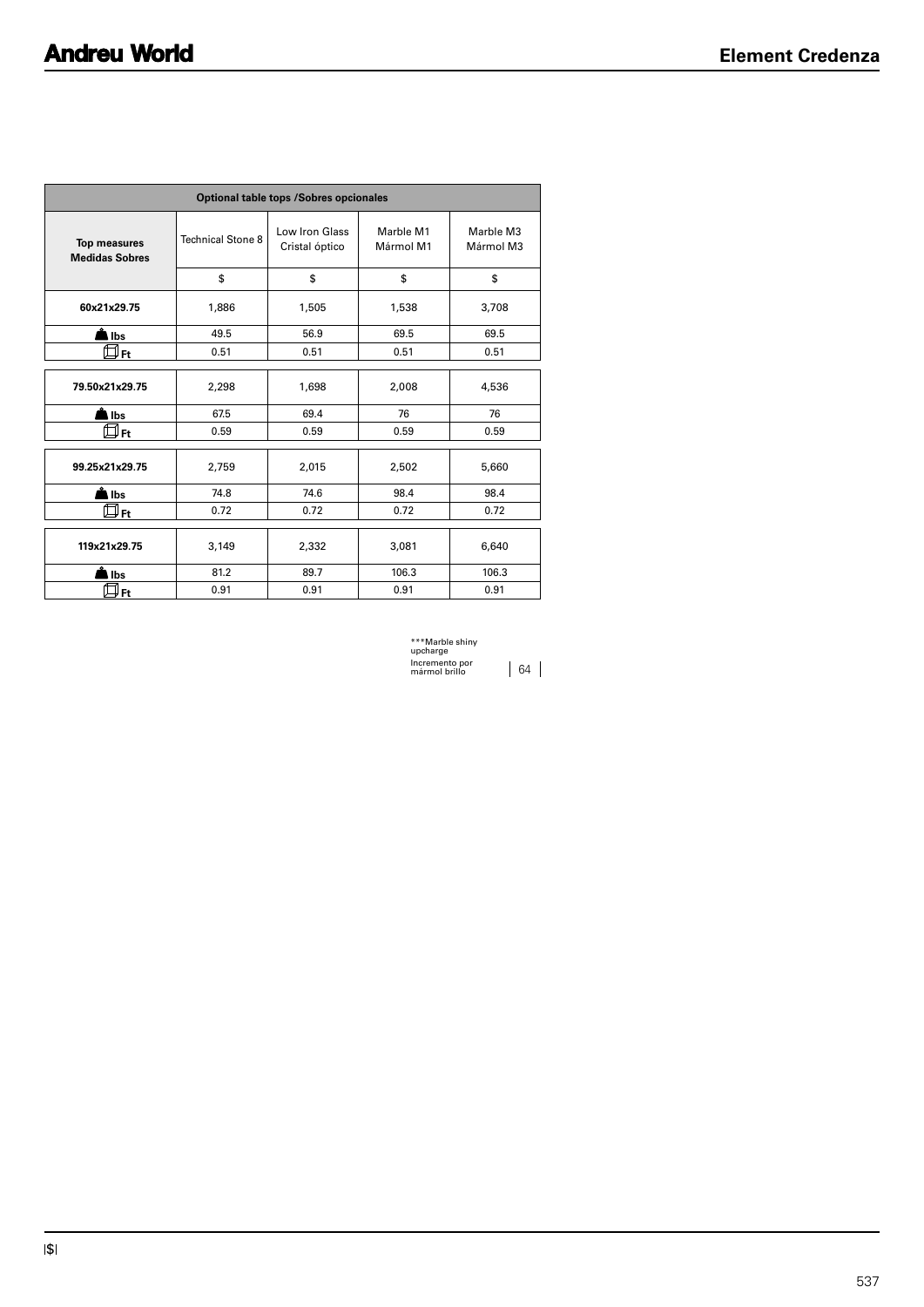| Optional table tops /Sobres opcionales | | | | |
|---|---|---|---|---|
| **Top measures Medidas Sobres** | Technical Stone 8 | Low Iron Glass Cristal óptico | Marble M1 Mármol M1 | Marble M3 Mármol M3 |
| | $ | $ | $ | $ |
| **60x21x29.75** | 1,886 | 1,505 | 1,538 | 3,708 |
| **lbs** | 49.5 | 56.9 | 69.5 | 69.5 |
| **Ft** | 0.51 | 0.51 | 0.51 | 0.51 |
| **79.50x21x29.75** | 2,298 | 1,698 | 2,008 | 4,536 |
| **lbs** | 67.5 | 69.4 | 76 | 76 |
| **Ft** | 0.59 | 0.59 | 0.59 | 0.59 |
| **99.25x21x29.75** | 2,759 | 2,015 | 2,502 | 5,660 |
| **lbs** | 74.8 | 74.6 | 98.4 | 98.4 |
| **Ft** | 0.72 | 0.72 | 0.72 | 0.72 |
| **119x21x29.75** | 3,149 | 2,332 | 3,081 | 6,640 |
| **lbs** | 81.2 | 89.7 | 106.3 | 106.3 |
| **Ft** | 0.91 | 0.91 | 0.91 | 0.91 |

| ***Marble shiny upcharge Incremento por mármol brillo | 64 |
|---|---|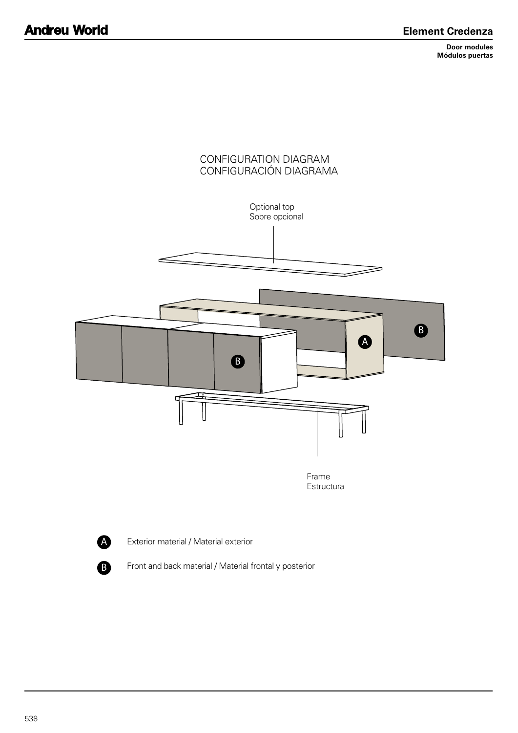# Element Credenza

**Door modules**
**Módulos puertas**

CONFIGURATION DIAGRAM
CONFIGURACIÓN DIAGRAMA

Optional top
Sobre opcional

Frame
Estructura

A — Exterior material / Material exterior

B — Front and back material / Material frontal y posterior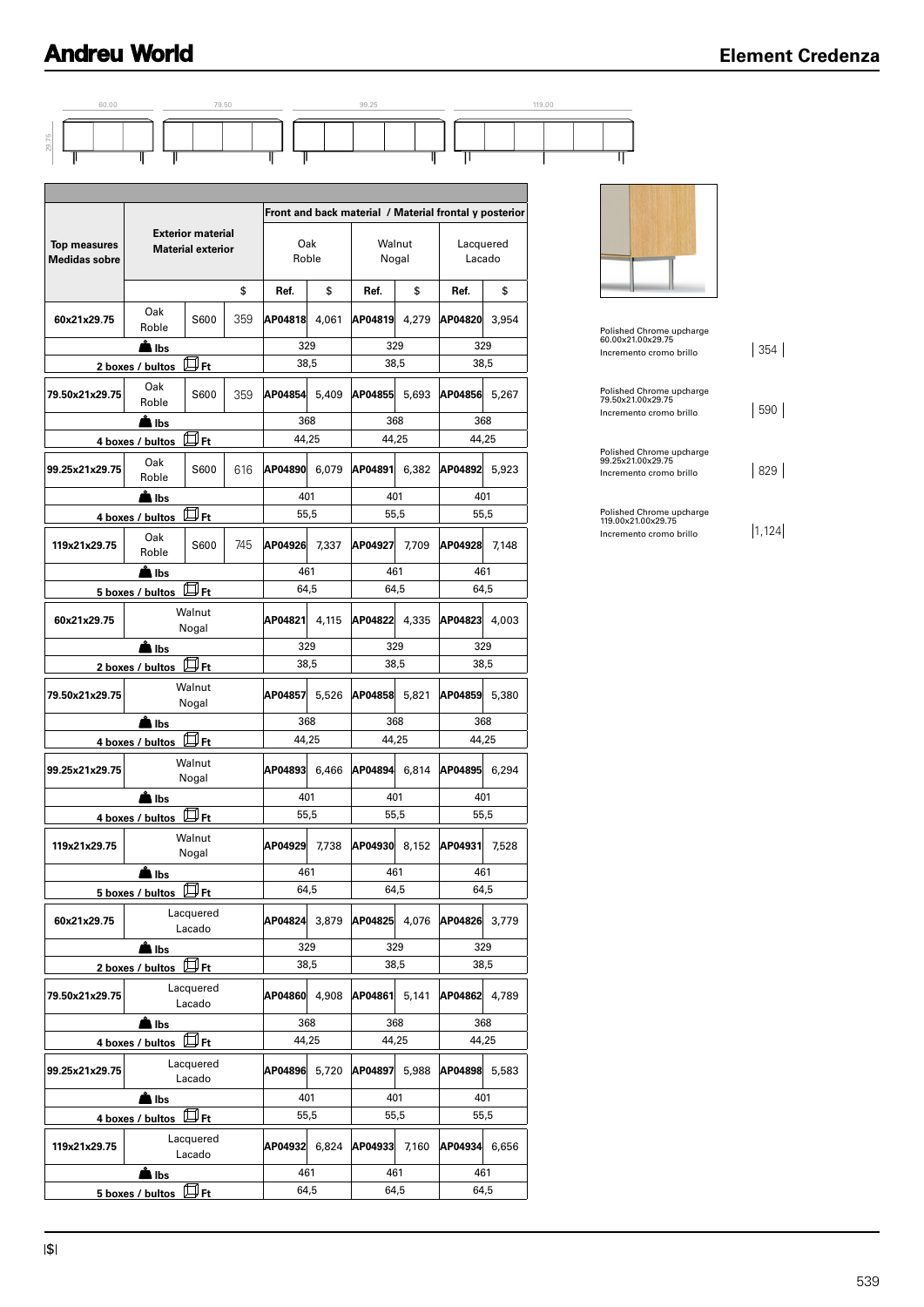# Element Credenza

60.00 | 79.50 | 99.25 | 119.00

29.75

| Top measures / Medidas sobre | Exterior material / Material exterior | | | Front and back material / Material frontal y posterior | | | | | |
|---|---|---|---|---|---|---|---|---|---|
| | | | | Oak / Roble | | Walnut / Nogal | | Lacquered / Lacado | |
| | | | $ | Ref. | $ | Ref. | $ | Ref. | $ |
| 60x21x29.75 | Oak / Roble | S600 | 359 | AP04818 | 4,061 | AP04819 | 4,279 | AP04820 | 3,954 |
| lbs | | | | 329 | | 329 | | 329 | |
| 2 boxes / bultos Ft | | | | 38,5 | | 38,5 | | 38,5 | |
| 79.50x21x29.75 | Oak / Roble | S600 | 359 | AP04854 | 5,409 | AP04855 | 5,693 | AP04856 | 5,267 |
| lbs | | | | 368 | | 368 | | 368 | |
| 4 boxes / bultos Ft | | | | 44,25 | | 44,25 | | 44,25 | |
| 99.25x21x29.75 | Oak / Roble | S600 | 616 | AP04890 | 6,079 | AP04891 | 6,382 | AP04892 | 5,923 |
| lbs | | | | 401 | | 401 | | 401 | |
| 4 boxes / bultos Ft | | | | 55,5 | | 55,5 | | 55,5 | |
| 119x21x29.75 | Oak / Roble | S600 | 745 | AP04926 | 7,337 | AP04927 | 7,709 | AP04928 | 7,148 |
| lbs | | | | 461 | | 461 | | 461 | |
| 5 boxes / bultos Ft | | | | 64,5 | | 64,5 | | 64,5 | |
| 60x21x29.75 | Walnut / Nogal | | | AP04821 | 4,115 | AP04822 | 4,335 | AP04823 | 4,003 |
| lbs | | | | 329 | | 329 | | 329 | |
| 2 boxes / bultos Ft | | | | 38,5 | | 38,5 | | 38,5 | |
| 79.50x21x29.75 | Walnut / Nogal | | | AP04857 | 5,526 | AP04858 | 5,821 | AP04859 | 5,380 |
| lbs | | | | 368 | | 368 | | 368 | |
| 4 boxes / bultos Ft | | | | 44,25 | | 44,25 | | 44,25 | |
| 99.25x21x29.75 | Walnut / Nogal | | | AP04893 | 6,466 | AP04894 | 6,814 | AP04895 | 6,294 |
| lbs | | | | 401 | | 401 | | 401 | |
| 4 boxes / bultos Ft | | | | 55,5 | | 55,5 | | 55,5 | |
| 119x21x29.75 | Walnut / Nogal | | | AP04929 | 7,738 | AP04930 | 8,152 | AP04931 | 7,528 |
| lbs | | | | 461 | | 461 | | 461 | |
| 5 boxes / bultos Ft | | | | 64,5 | | 64,5 | | 64,5 | |
| 60x21x29.75 | Lacquered / Lacado | | | AP04824 | 3,879 | AP04825 | 4,076 | AP04826 | 3,779 |
| lbs | | | | 329 | | 329 | | 329 | |
| 2 boxes / bultos Ft | | | | 38,5 | | 38,5 | | 38,5 | |
| 79.50x21x29.75 | Lacquered / Lacado | | | AP04860 | 4,908 | AP04861 | 5,141 | AP04862 | 4,789 |
| lbs | | | | 368 | | 368 | | 368 | |
| 4 boxes / bultos Ft | | | | 44,25 | | 44,25 | | 44,25 | |
| 99.25x21x29.75 | Lacquered / Lacado | | | AP04896 | 5,720 | AP04897 | 5,988 | AP04898 | 5,583 |
| lbs | | | | 401 | | 401 | | 401 | |
| 4 boxes / bultos Ft | | | | 55,5 | | 55,5 | | 55,5 | |
| 119x21x29.75 | Lacquered / Lacado | | | AP04932 | 6,824 | AP04933 | 7,160 | AP04934 | 6,656 |
| lbs | | | | 461 | | 461 | | 461 | |
| 5 boxes / bultos Ft | | | | 64,5 | | 64,5 | | 64,5 | |

| Polished Chrome upcharge | $ |
|---|---|
| Polished Chrome upcharge 60.00x21.00x29.75 / Incremento cromo brillo | 354 |
| Polished Chrome upcharge 79.50x21.00x29.75 / Incremento cromo brillo | 590 |
| Polished Chrome upcharge 99.25x21.00x29.75 / Incremento cromo brillo | 829 |
| Polished Chrome upcharge 119.00x21.00x29.75 / Incremento cromo brillo | 1,124 |

|$|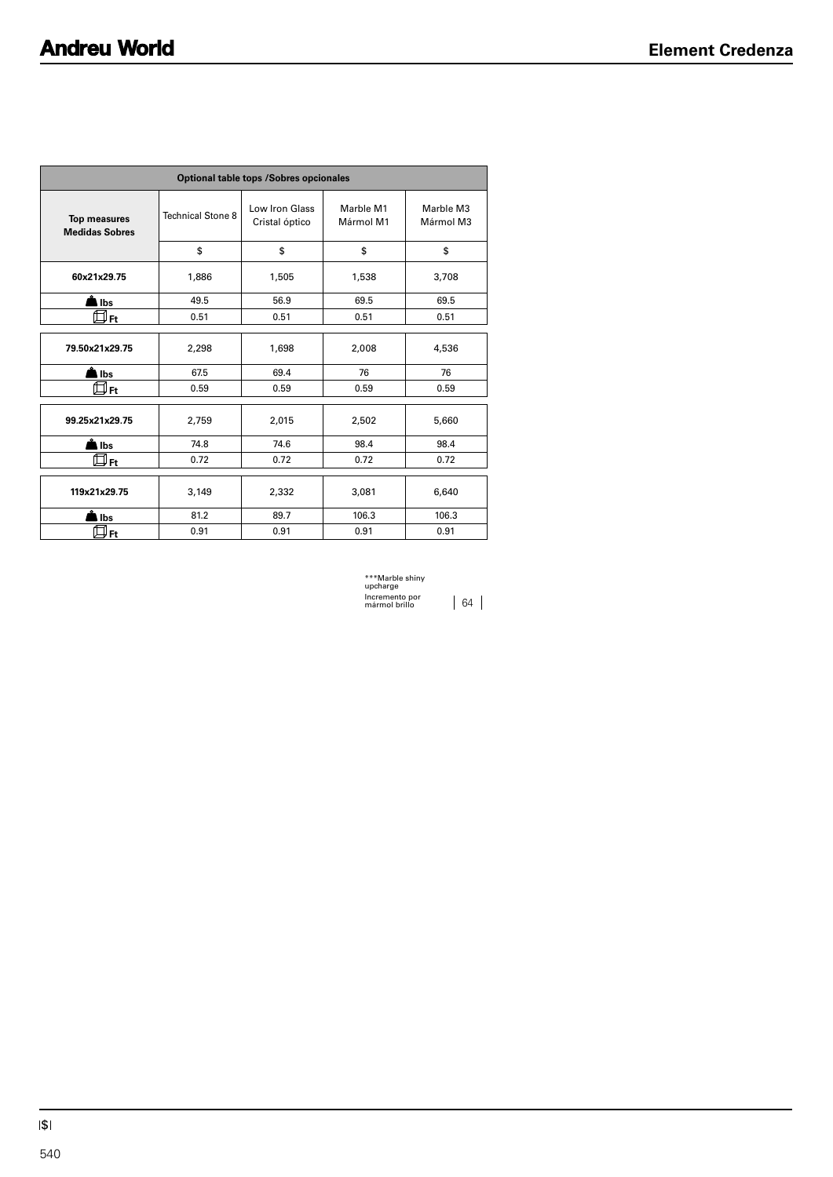| Optional table tops /Sobres opcionales | | | | |
|---|---|---|---|---|
| **Top measures Medidas Sobres** | Technical Stone 8 | Low Iron Glass Cristal óptico | Marble M1 Mármol M1 | Marble M3 Mármol M3 |
| | $ | $ | $ | $ |
| **60x21x29.75** | 1,886 | 1,505 | 1,538 | 3,708 |
| **lbs** | 49.5 | 56.9 | 69.5 | 69.5 |
| **Ft** | 0.51 | 0.51 | 0.51 | 0.51 |
| **79.50x21x29.75** | 2,298 | 1,698 | 2,008 | 4,536 |
| **lbs** | 67.5 | 69.4 | 76 | 76 |
| **Ft** | 0.59 | 0.59 | 0.59 | 0.59 |
| **99.25x21x29.75** | 2,759 | 2,015 | 2,502 | 5,660 |
| **lbs** | 74.8 | 74.6 | 98.4 | 98.4 |
| **Ft** | 0.72 | 0.72 | 0.72 | 0.72 |
| **119x21x29.75** | 3,149 | 2,332 | 3,081 | 6,640 |
| **lbs** | 81.2 | 89.7 | 106.3 | 106.3 |
| **Ft** | 0.91 | 0.91 | 0.91 | 0.91 |

***Marble shiny upcharge
Incremento por mármol brillo | 64 |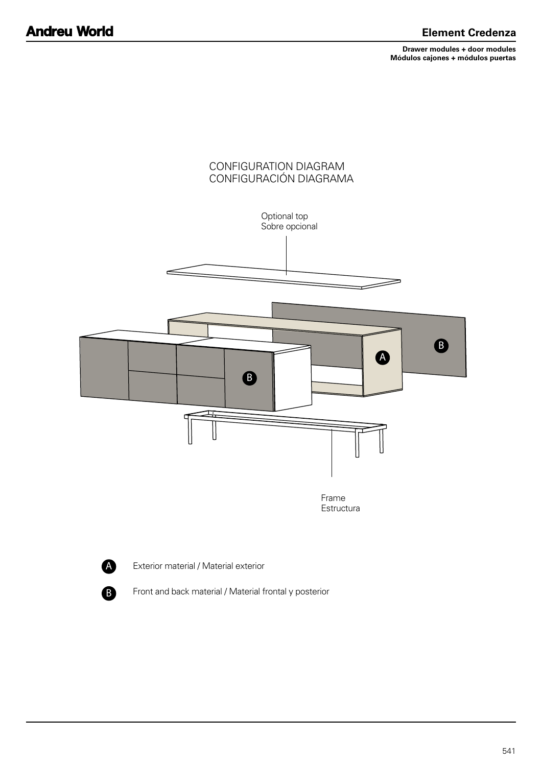# Element Credenza

**Drawer modules + door modules**
**Módulos cajones + módulos puertas**

CONFIGURATION DIAGRAM
CONFIGURACIÓN DIAGRAMA

Optional top
Sobre opcional

Frame
Estructura

A — Exterior material / Material exterior

B — Front and back material / Material frontal y posterior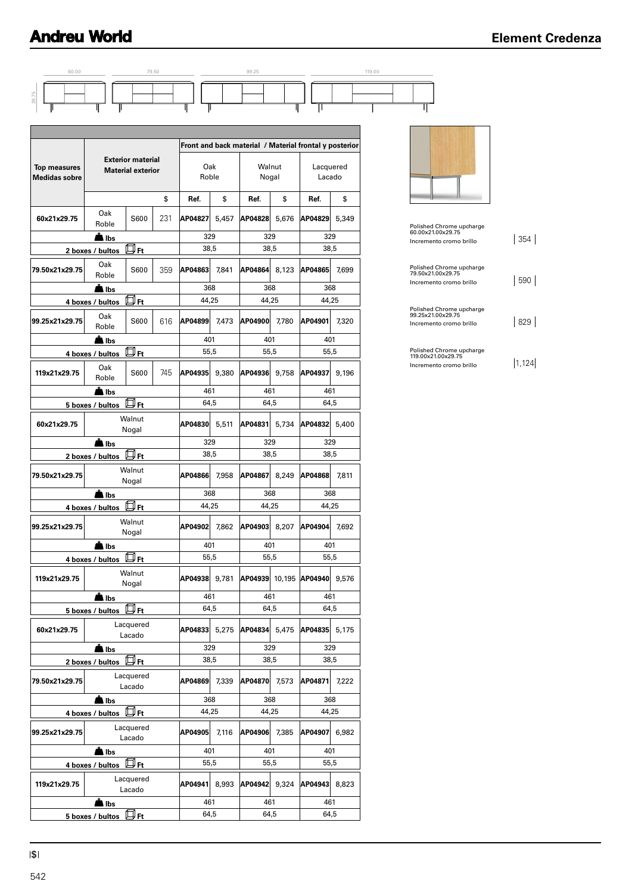# Element Credenza

60.00 | 79.50 | 99.25 | 119.00

29.75

| Top measures Medidas sobre | Exterior material Material exterior | | | Front and back material / Material frontal y posterior | | | | | |
|---|---|---|---|---|---|---|---|---|---|
| | | | | Oak Roble | | Walnut Nogal | | Lacquered Lacado | |
| | | | $ | Ref. | $ | Ref. | $ | Ref. | $ |
| 60x21x29.75 | Oak Roble | S600 | 231 | AP04827 | 5,457 | AP04828 | 5,676 | AP04829 | 5,349 |
| lbs | | | | 329 | | 329 | | 329 | |
| 2 boxes / bultos | Ft | | | 38,5 | | 38,5 | | 38,5 | |
| 79.50x21x29.75 | Oak Roble | S600 | 359 | AP04863 | 7,841 | AP04864 | 8,123 | AP04865 | 7,699 |
| lbs | | | | 368 | | 368 | | 368 | |
| 4 boxes / bultos | Ft | | | 44,25 | | 44,25 | | 44,25 | |
| 99.25x21x29.75 | Oak Roble | S600 | 616 | AP04899 | 7,473 | AP04900 | 7,780 | AP04901 | 7,320 |
| lbs | | | | 401 | | 401 | | 401 | |
| 4 boxes / bultos | Ft | | | 55,5 | | 55,5 | | 55,5 | |
| 119x21x29.75 | Oak Roble | S600 | 745 | AP04935 | 9,380 | AP04936 | 9,758 | AP04937 | 9,196 |
| lbs | | | | 461 | | 461 | | 461 | |
| 5 boxes / bultos | Ft | | | 64,5 | | 64,5 | | 64,5 | |
| 60x21x29.75 | Walnut Nogal | | | AP04830 | 5,511 | AP04831 | 5,734 | AP04832 | 5,400 |
| lbs | | | | 329 | | 329 | | 329 | |
| 2 boxes / bultos | Ft | | | 38,5 | | 38,5 | | 38,5 | |
| 79.50x21x29.75 | Walnut Nogal | | | AP04866 | 7,958 | AP04867 | 8,249 | AP04868 | 7,811 |
| lbs | | | | 368 | | 368 | | 368 | |
| 4 boxes / bultos | Ft | | | 44,25 | | 44,25 | | 44,25 | |
| 99.25x21x29.75 | Walnut Nogal | | | AP04902 | 7,862 | AP04903 | 8,207 | AP04904 | 7,692 |
| lbs | | | | 401 | | 401 | | 401 | |
| 4 boxes / bultos | Ft | | | 55,5 | | 55,5 | | 55,5 | |
| 119x21x29.75 | Walnut Nogal | | | AP04938 | 9,781 | AP04939 | 10,195 | AP04940 | 9,576 |
| lbs | | | | 461 | | 461 | | 461 | |
| 5 boxes / bultos | Ft | | | 64,5 | | 64,5 | | 64,5 | |
| 60x21x29.75 | Lacquered Lacado | | | AP04833 | 5,275 | AP04834 | 5,475 | AP04835 | 5,175 |
| lbs | | | | 329 | | 329 | | 329 | |
| 2 boxes / bultos | Ft | | | 38,5 | | 38,5 | | 38,5 | |
| 79.50x21x29.75 | Lacquered Lacado | | | AP04869 | 7,339 | AP04870 | 7,573 | AP04871 | 7,222 |
| lbs | | | | 368 | | 368 | | 368 | |
| 4 boxes / bultos | Ft | | | 44,25 | | 44,25 | | 44,25 | |
| 99.25x21x29.75 | Lacquered Lacado | | | AP04905 | 7,116 | AP04906 | 7,385 | AP04907 | 6,982 |
| lbs | | | | 401 | | 401 | | 401 | |
| 4 boxes / bultos | Ft | | | 55,5 | | 55,5 | | 55,5 | |
| 119x21x29.75 | Lacquered Lacado | | | AP04941 | 8,993 | AP04942 | 9,324 | AP04943 | 8,823 |
| lbs | | | | 461 | | 461 | | 461 | |
| 5 boxes / bultos | Ft | | | 64,5 | | 64,5 | | 64,5 | |

| Upcharge | $ |
|---|---|
| Polished Chrome upcharge 60.00x21.00x29.75 Incremento cromo brillo | 354 |
| Polished Chrome upcharge 79.50x21.00x29.75 Incremento cromo brillo | 590 |
| Polished Chrome upcharge 99.25x21.00x29.75 Incremento cromo brillo | 829 |
| Polished Chrome upcharge 119.00x21.00x29.75 Incremento cromo brillo | 1,124 |

|$|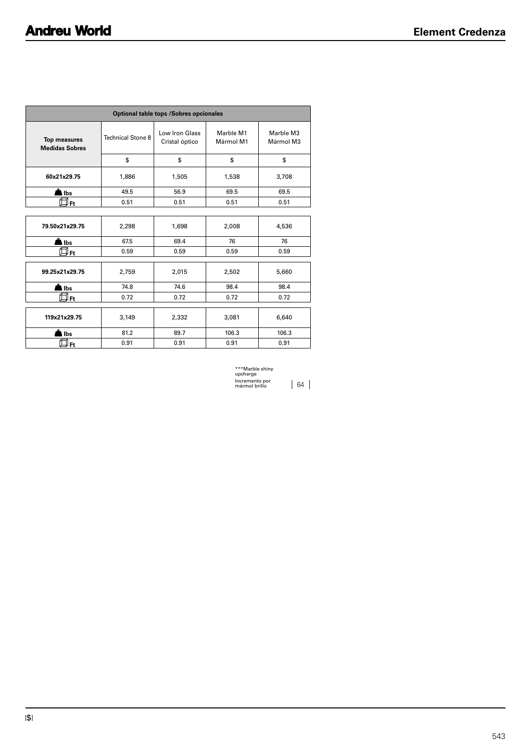| Optional table tops /Sobres opcionales | | | | |
|---|---|---|---|---|
| **Top measures Medidas Sobres** | Technical Stone 8 | Low Iron Glass Cristal óptico | Marble M1 Mármol M1 | Marble M3 Mármol M3 |
| | $ | $ | $ | $ |
| **60x21x29.75** | 1,886 | 1,505 | 1,538 | 3,708 |
| **lbs** | 49.5 | 56.9 | 69.5 | 69.5 |
| **Ft** | 0.51 | 0.51 | 0.51 | 0.51 |
| **79.50x21x29.75** | 2,298 | 1,698 | 2,008 | 4,536 |
| **lbs** | 67.5 | 69.4 | 76 | 76 |
| **Ft** | 0.59 | 0.59 | 0.59 | 0.59 |
| **99.25x21x29.75** | 2,759 | 2,015 | 2,502 | 5,660 |
| **lbs** | 74.8 | 74.6 | 98.4 | 98.4 |
| **Ft** | 0.72 | 0.72 | 0.72 | 0.72 |
| **119x21x29.75** | 3,149 | 2,332 | 3,081 | 6,640 |
| **lbs** | 81.2 | 89.7 | 106.3 | 106.3 |
| **Ft** | 0.91 | 0.91 | 0.91 | 0.91 |

***Marble shiny upcharge
Incremento por mármol brillo | 64 |